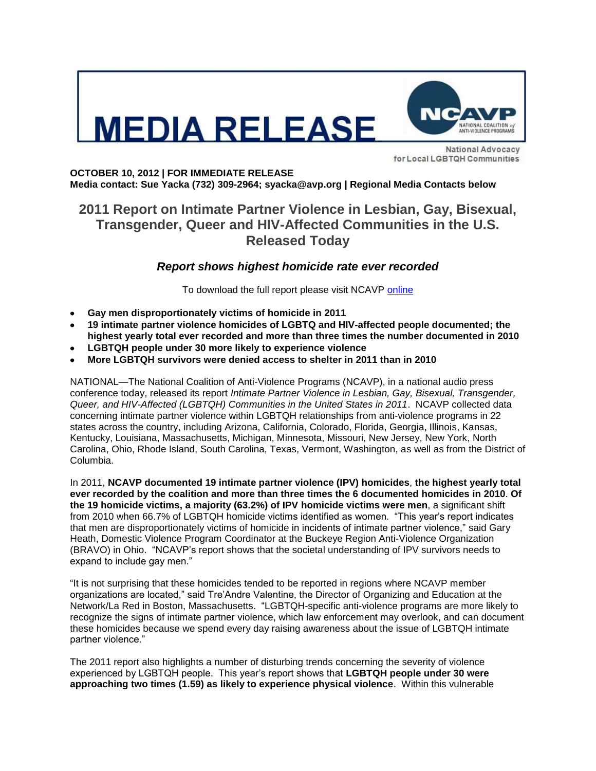# MEDIA RELEASE

NCAVP NATIONAL COALITION of ANTI-VIOLENCE PROGRAMS

National Advocacy for Local LGBTQH Communities

**OCTOBER 10, 2012 | FOR IMMEDIATE RELEASE**
**Media contact: Sue Yacka (732) 309-2964; syacka@avp.org | Regional Media Contacts below**

## 2011 Report on Intimate Partner Violence in Lesbian, Gay, Bisexual, Transgender, Queer and HIV-Affected Communities in the U.S. Released Today

### *Report shows highest homicide rate ever recorded*

To download the full report please visit NCAVP online

- **Gay men disproportionately victims of homicide in 2011**
- **19 intimate partner violence homicides of LGBTQ and HIV-affected people documented; the highest yearly total ever recorded and more than three times the number documented in 2010**
- **LGBTQH people under 30 more likely to experience violence**
- **More LGBTQH survivors were denied access to shelter in 2011 than in 2010**

NATIONAL—The National Coalition of Anti-Violence Programs (NCAVP), in a national audio press conference today, released its report *Intimate Partner Violence in Lesbian, Gay, Bisexual, Transgender, Queer, and HIV-Affected (LGBTQH) Communities in the United States in 2011*. NCAVP collected data concerning intimate partner violence within LGBTQH relationships from anti-violence programs in 22 states across the country, including Arizona, California, Colorado, Florida, Georgia, Illinois, Kansas, Kentucky, Louisiana, Massachusetts, Michigan, Minnesota, Missouri, New Jersey, New York, North Carolina, Ohio, Rhode Island, South Carolina, Texas, Vermont, Washington, as well as from the District of Columbia.

In 2011, **NCAVP documented 19 intimate partner violence (IPV) homicides**, **the highest yearly total ever recorded by the coalition and more than three times the 6 documented homicides in 2010**. **Of the 19 homicide victims, a majority (63.2%) of IPV homicide victims were men**, a significant shift from 2010 when 66.7% of LGBTQH homicide victims identified as women. "This year's report indicates that men are disproportionately victims of homicide in incidents of intimate partner violence," said Gary Heath, Domestic Violence Program Coordinator at the Buckeye Region Anti-Violence Organization (BRAVO) in Ohio. "NCAVP's report shows that the societal understanding of IPV survivors needs to expand to include gay men."

"It is not surprising that these homicides tended to be reported in regions where NCAVP member organizations are located," said Tre'Andre Valentine, the Director of Organizing and Education at the Network/La Red in Boston, Massachusetts. "LGBTQH-specific anti-violence programs are more likely to recognize the signs of intimate partner violence, which law enforcement may overlook, and can document these homicides because we spend every day raising awareness about the issue of LGBTQH intimate partner violence."

The 2011 report also highlights a number of disturbing trends concerning the severity of violence experienced by LGBTQH people. This year's report shows that **LGBTQH people under 30 were approaching two times (1.59) as likely to experience physical violence**. Within this vulnerable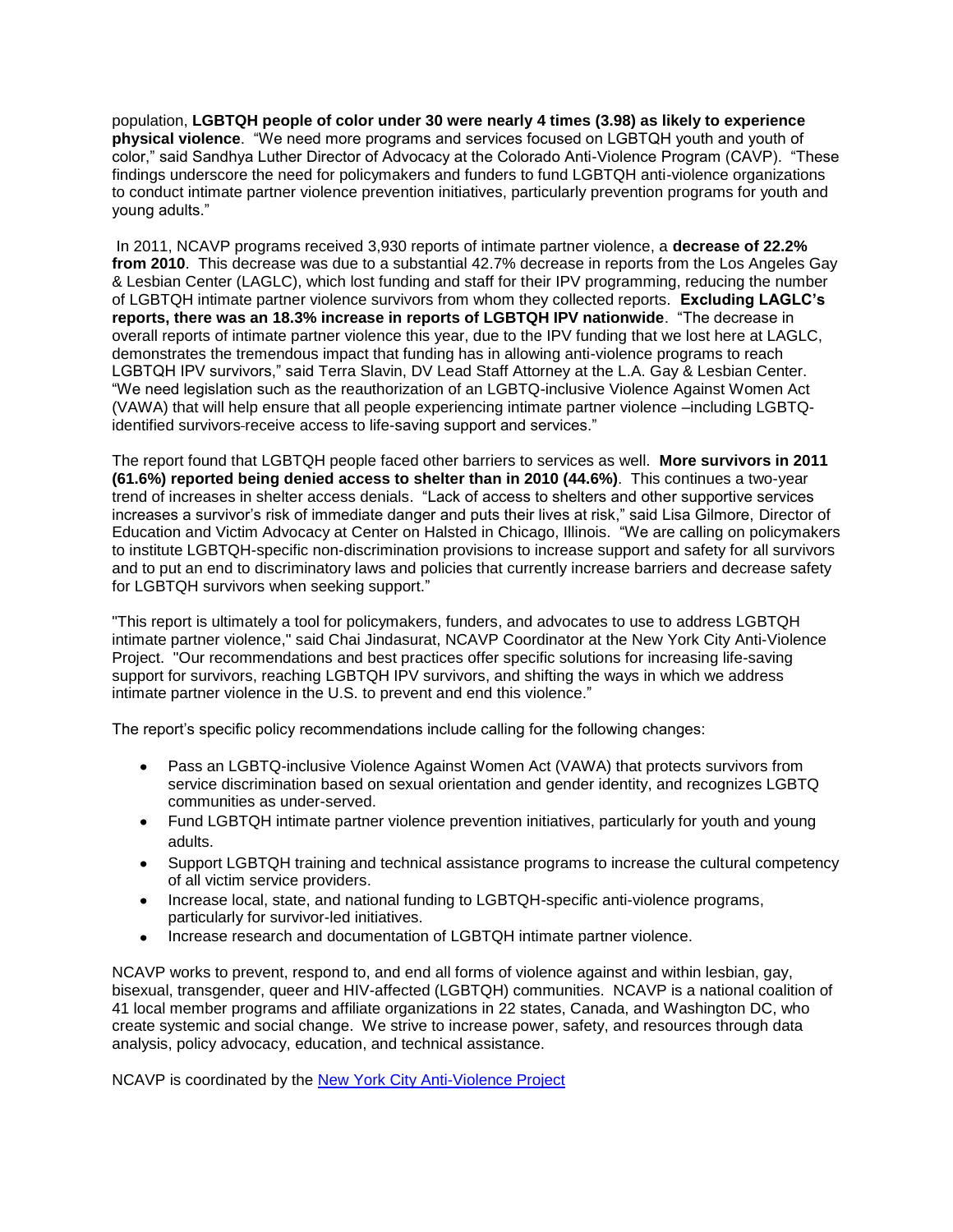population, **LGBTQH people of color under 30 were nearly 4 times (3.98) as likely to experience physical violence**. "We need more programs and services focused on LGBTQH youth and youth of color," said Sandhya Luther Director of Advocacy at the Colorado Anti-Violence Program (CAVP). "These findings underscore the need for policymakers and funders to fund LGBTQH anti-violence organizations to conduct intimate partner violence prevention initiatives, particularly prevention programs for youth and young adults."

In 2011, NCAVP programs received 3,930 reports of intimate partner violence, a **decrease of 22.2% from 2010**. This decrease was due to a substantial 42.7% decrease in reports from the Los Angeles Gay & Lesbian Center (LAGLC), which lost funding and staff for their IPV programming, reducing the number of LGBTQH intimate partner violence survivors from whom they collected reports. **Excluding LAGLC's reports, there was an 18.3% increase in reports of LGBTQH IPV nationwide**. "The decrease in overall reports of intimate partner violence this year, due to the IPV funding that we lost here at LAGLC, demonstrates the tremendous impact that funding has in allowing anti-violence programs to reach LGBTQH IPV survivors," said Terra Slavin, DV Lead Staff Attorney at the L.A. Gay & Lesbian Center. "We need legislation such as the reauthorization of an LGBTQ-inclusive Violence Against Women Act (VAWA) that will help ensure that all people experiencing intimate partner violence –including LGBTQ-identified survivors-receive access to life-saving support and services."

The report found that LGBTQH people faced other barriers to services as well. **More survivors in 2011 (61.6%) reported being denied access to shelter than in 2010 (44.6%)**. This continues a two-year trend of increases in shelter access denials. "Lack of access to shelters and other supportive services increases a survivor's risk of immediate danger and puts their lives at risk," said Lisa Gilmore, Director of Education and Victim Advocacy at Center on Halsted in Chicago, Illinois. "We are calling on policymakers to institute LGBTQH-specific non-discrimination provisions to increase support and safety for all survivors and to put an end to discriminatory laws and policies that currently increase barriers and decrease safety for LGBTQH survivors when seeking support."

"This report is ultimately a tool for policymakers, funders, and advocates to use to address LGBTQH intimate partner violence," said Chai Jindasurat, NCAVP Coordinator at the New York City Anti-Violence Project. "Our recommendations and best practices offer specific solutions for increasing life-saving support for survivors, reaching LGBTQH IPV survivors, and shifting the ways in which we address intimate partner violence in the U.S. to prevent and end this violence."

The report's specific policy recommendations include calling for the following changes:

- Pass an LGBTQ-inclusive Violence Against Women Act (VAWA) that protects survivors from service discrimination based on sexual orientation and gender identity, and recognizes LGBTQ communities as under-served.
- Fund LGBTQH intimate partner violence prevention initiatives, particularly for youth and young adults.
- Support LGBTQH training and technical assistance programs to increase the cultural competency of all victim service providers.
- Increase local, state, and national funding to LGBTQH-specific anti-violence programs, particularly for survivor-led initiatives.
- Increase research and documentation of LGBTQH intimate partner violence.

NCAVP works to prevent, respond to, and end all forms of violence against and within lesbian, gay, bisexual, transgender, queer and HIV-affected (LGBTQH) communities. NCAVP is a national coalition of 41 local member programs and affiliate organizations in 22 states, Canada, and Washington DC, who create systemic and social change. We strive to increase power, safety, and resources through data analysis, policy advocacy, education, and technical assistance.

NCAVP is coordinated by the New York City Anti-Violence Project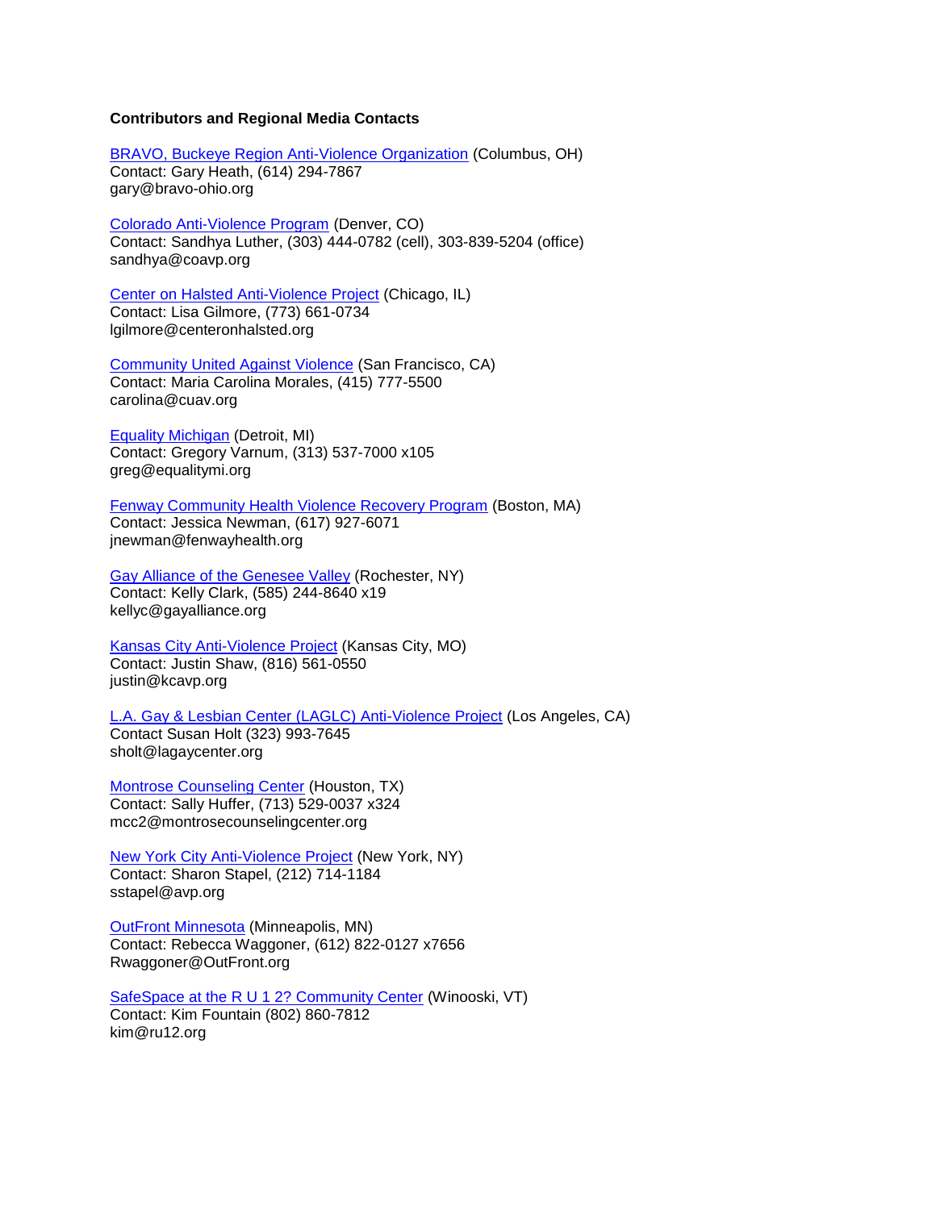**Contributors and Regional Media Contacts**

BRAVO, Buckeye Region Anti-Violence Organization (Columbus, OH)
Contact: Gary Heath, (614) 294-7867
gary@bravo-ohio.org

Colorado Anti-Violence Program (Denver, CO)
Contact: Sandhya Luther, (303) 444-0782 (cell), 303-839-5204 (office)
sandhya@coavp.org

Center on Halsted Anti-Violence Project (Chicago, IL)
Contact: Lisa Gilmore, (773) 661-0734
lgilmore@centeronhalsted.org

Community United Against Violence (San Francisco, CA)
Contact: Maria Carolina Morales, (415) 777-5500
carolina@cuav.org

Equality Michigan (Detroit, MI)
Contact: Gregory Varnum, (313) 537-7000 x105
greg@equalitymi.org

Fenway Community Health Violence Recovery Program (Boston, MA)
Contact: Jessica Newman, (617) 927-6071
jnewman@fenwayhealth.org

Gay Alliance of the Genesee Valley (Rochester, NY)
Contact: Kelly Clark, (585) 244-8640 x19
kellyc@gayalliance.org

Kansas City Anti-Violence Project (Kansas City, MO)
Contact: Justin Shaw, (816) 561-0550
justin@kcavp.org

L.A. Gay & Lesbian Center (LAGLC) Anti-Violence Project (Los Angeles, CA)
Contact Susan Holt (323) 993-7645
sholt@lagaycenter.org

Montrose Counseling Center (Houston, TX)
Contact: Sally Huffer, (713) 529-0037 x324
mcc2@montrosecounselingcenter.org

New York City Anti-Violence Project (New York, NY)
Contact: Sharon Stapel, (212) 714-1184
sstapel@avp.org

OutFront Minnesota (Minneapolis, MN)
Contact: Rebecca Waggoner, (612) 822-0127 x7656
Rwaggoner@OutFront.org

SafeSpace at the R U 1 2? Community Center (Winooski, VT)
Contact: Kim Fountain (802) 860-7812
kim@ru12.org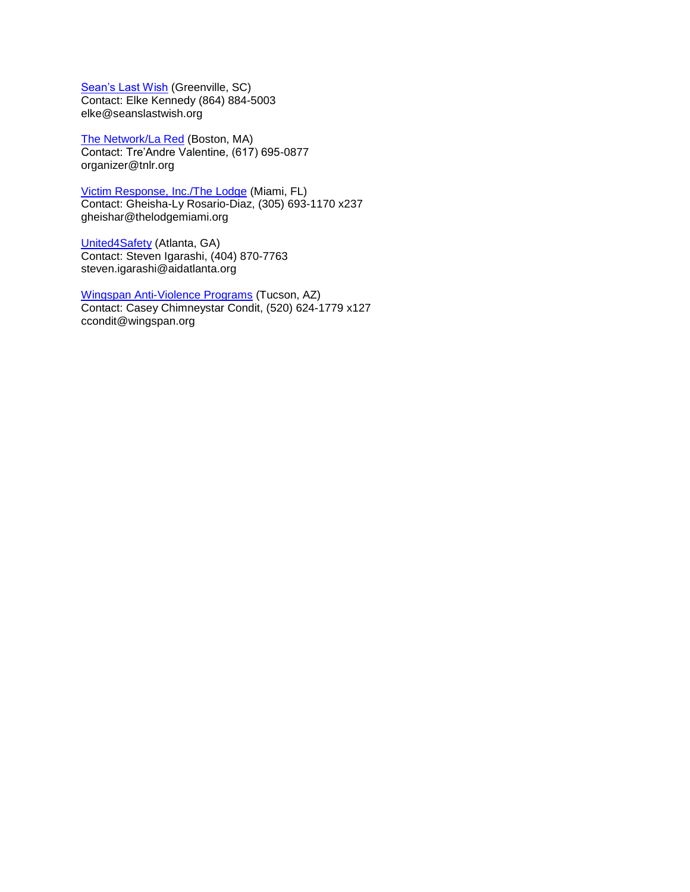Sean's Last Wish (Greenville, SC)
Contact: Elke Kennedy (864) 884-5003
elke@seanslastwish.org

The Network/La Red (Boston, MA)
Contact: Tre'Andre Valentine, (617) 695-0877
organizer@tnlr.org

Victim Response, Inc./The Lodge (Miami, FL)
Contact: Gheisha-Ly Rosario-Diaz, (305) 693-1170 x237
gheishar@thelodgemiami.org

United4Safety (Atlanta, GA)
Contact: Steven Igarashi, (404) 870-7763
steven.igarashi@aidatlanta.org

Wingspan Anti-Violence Programs (Tucson, AZ)
Contact: Casey Chimneystar Condit, (520) 624-1779 x127
ccondit@wingspan.org